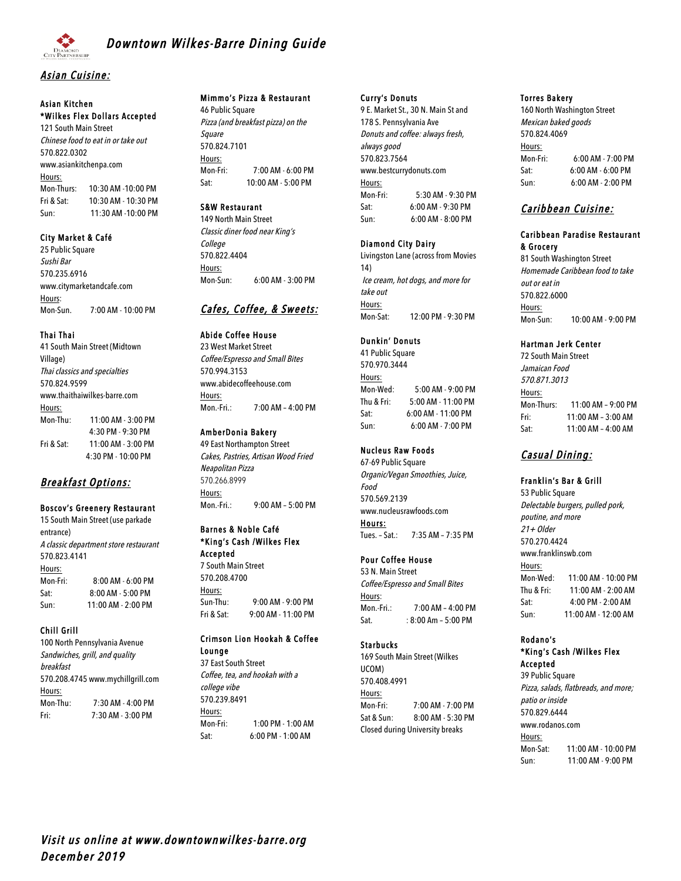# Downtown Wilkes-Barre Dining Guide

## Asian Cuisine:

**Asian Kitchen**
**\*Wilkes Flex Dollars Accepted**
121 South Main Street
*Chinese food to eat in or take out*
570.822.0302
www.asiankitchenpa.com
Hours:

| | |
|---|---|
| Mon-Thurs: | 10:30 AM -10:00 PM |
| Fri & Sat: | 10:30 AM - 10:30 PM |
| Sun: | 11:30 AM -10:00 PM |

**City Market & Café**
25 Public Square
*Sushi Bar*
570.235.6916
www.citymarketandcafe.com
Hours:

| | |
|---|---|
| Mon-Sun. | 7:00 AM - 10:00 PM |

**Thai Thai**
41 South Main Street (Midtown Village)
*Thai classics and specialties*
570.824.9599
www.thaithaiwilkes-barre.com
Hours:

| | |
|---|---|
| Mon-Thu: | 11:00 AM - 3:00 PM |
| | 4:30 PM - 9:30 PM |
| Fri & Sat: | 11:00 AM - 3:00 PM |
| | 4:30 PM - 10:00 PM |

## Breakfast Options:

**Boscov's Greenery Restaurant**
15 South Main Street (use parkade entrance)
*A classic department store restaurant*
570.823.4141
Hours:

| | |
|---|---|
| Mon-Fri: | 8:00 AM - 6:00 PM |
| Sat: | 8:00 AM - 5:00 PM |
| Sun: | 11:00 AM - 2:00 PM |

**Chill Grill**
100 North Pennsylvania Avenue
*Sandwiches, grill, and quality breakfast*
570.208.4745 www.mychillgrill.com
Hours:

| | |
|---|---|
| Mon-Thu: | 7:30 AM - 4:00 PM |
| Fri: | 7:30 AM - 3:00 PM |

**Mimmo's Pizza & Restaurant**
46 Public Square
*Pizza (and breakfast pizza) on the Square*
570.824.7101
Hours:

| | |
|---|---|
| Mon-Fri: | 7:00 AM - 6:00 PM |
| Sat: | 10:00 AM - 5:00 PM |

**S&W Restaurant**
149 North Main Street
*Classic diner food near King's College*
570.822.4404
Hours:

| | |
|---|---|
| Mon-Sun: | 6:00 AM - 3:00 PM |

## Cafes, Coffee, & Sweets:

**Abide Coffee House**
23 West Market Street
*Coffee/Espresso and Small Bites*
570.994.3153
www.abidecoffeehouse.com
Hours:

| | |
|---|---|
| Mon.-Fri.: | 7:00 AM – 4:00 PM |

**AmberDonia Bakery**
49 East Northampton Street
*Cakes, Pastries, Artisan Wood Fried Neapolitan Pizza*
570.266.8999
Hours:

| | |
|---|---|
| Mon.-Fri.: | 9:00 AM – 5:00 PM |

**Barnes & Noble Café**
**\*King's Cash /Wilkes Flex Accepted**
7 South Main Street
570.208.4700
Hours:

| | |
|---|---|
| Sun-Thu: | 9:00 AM - 9:00 PM |
| Fri & Sat: | 9:00 AM - 11:00 PM |

**Crimson Lion Hookah & Coffee Lounge**
37 East South Street
*Coffee, tea, and hookah with a college vibe*
570.239.8491
Hours:

| | |
|---|---|
| Mon-Fri: | 1:00 PM - 1:00 AM |
| Sat: | 6:00 PM - 1:00 AM |

**Curry's Donuts**
9 E. Market St., 30 N. Main St and 178 S. Pennsylvania Ave
*Donuts and coffee: always fresh, always good*
570.823.7564
www.bestcurrydonuts.com
Hours:

| | |
|---|---|
| Mon-Fri: | 5:30 AM - 9:30 PM |
| Sat: | 6:00 AM - 9:30 PM |
| Sun: | 6:00 AM - 8:00 PM |

**Diamond City Dairy**
Livingston Lane (across from Movies 14)
*Ice cream, hot dogs, and more for take out*
Hours:

| | |
|---|---|
| Mon-Sat: | 12:00 PM - 9:30 PM |

**Dunkin' Donuts**
41 Public Square
570.970.3444
Hours:

| | |
|---|---|
| Mon-Wed: | 5:00 AM - 9:00 PM |
| Thu & Fri: | 5:00 AM - 11:00 PM |
| Sat: | 6:00 AM - 11:00 PM |
| Sun: | 6:00 AM - 7:00 PM |

**Nucleus Raw Foods**
67-69 Public Square
*Organic/Vegan Smoothies, Juice, Food*
570.569.2139
www.nucleusrawfoods.com
**Hours:**

| | |
|---|---|
| Tues. – Sat.: | 7:35 AM – 7:35 PM |

**Pour Coffee House**
53 N. Main Street
*Coffee/Espresso and Small Bites*
Hours:

| | |
|---|---|
| Mon.-Fri.: | 7:00 AM – 4:00 PM |
| Sat. | : 8:00 Am – 5:00 PM |

**Starbucks**
169 South Main Street (Wilkes UCOM)
570.408.4991
Hours:

| | |
|---|---|
| Mon-Fri: | 7:00 AM - 7:00 PM |
| Sat & Sun: | 8:00 AM - 5:30 PM |

Closed during University breaks

**Torres Bakery**
160 North Washington Street
*Mexican baked goods*
570.824.4069
Hours:

| | |
|---|---|
| Mon-Fri: | 6:00 AM - 7:00 PM |
| Sat: | 6:00 AM - 6:00 PM |
| Sun: | 6:00 AM - 2:00 PM |

## Caribbean Cuisine:

**Caribbean Paradise Restaurant & Grocery**
81 South Washington Street
*Homemade Caribbean food to take out or eat in*
570.822.6000
Hours:

| | |
|---|---|
| Mon-Sun: | 10:00 AM - 9:00 PM |

**Hartman Jerk Center**
72 South Main Street
*Jamaican Food*
*570.871.3013*
Hours:

| | |
|---|---|
| Mon-Thurs: | 11:00 AM – 9:00 PM |
| Fri: | 11:00 AM – 3:00 AM |
| Sat: | 11:00 AM – 4:00 AM |

## Casual Dining:

**Franklin's Bar & Grill**
53 Public Square
*Delectable burgers, pulled pork, poutine, and more*
*21+ Older*
570.270.4424
www.franklinswb.com
Hours:

| | |
|---|---|
| Mon-Wed: | 11:00 AM - 10:00 PM |
| Thu & Fri: | 11:00 AM - 2:00 AM |
| Sat: | 4:00 PM - 2:00 AM |
| Sun: | 11:00 AM - 12:00 AM |

**Rodano's**
**\*King's Cash /Wilkes Flex Accepted**
39 Public Square
*Pizza, salads, flatbreads, and more; patio or inside*
570.829.6444
www.rodanos.com
Hours:

| | |
|---|---|
| Mon-Sat: | 11:00 AM - 10:00 PM |
| Sun: | 11:00 AM - 9:00 PM |

*Visit us online at www.downtownwilkes-barre.org*
*December 2019*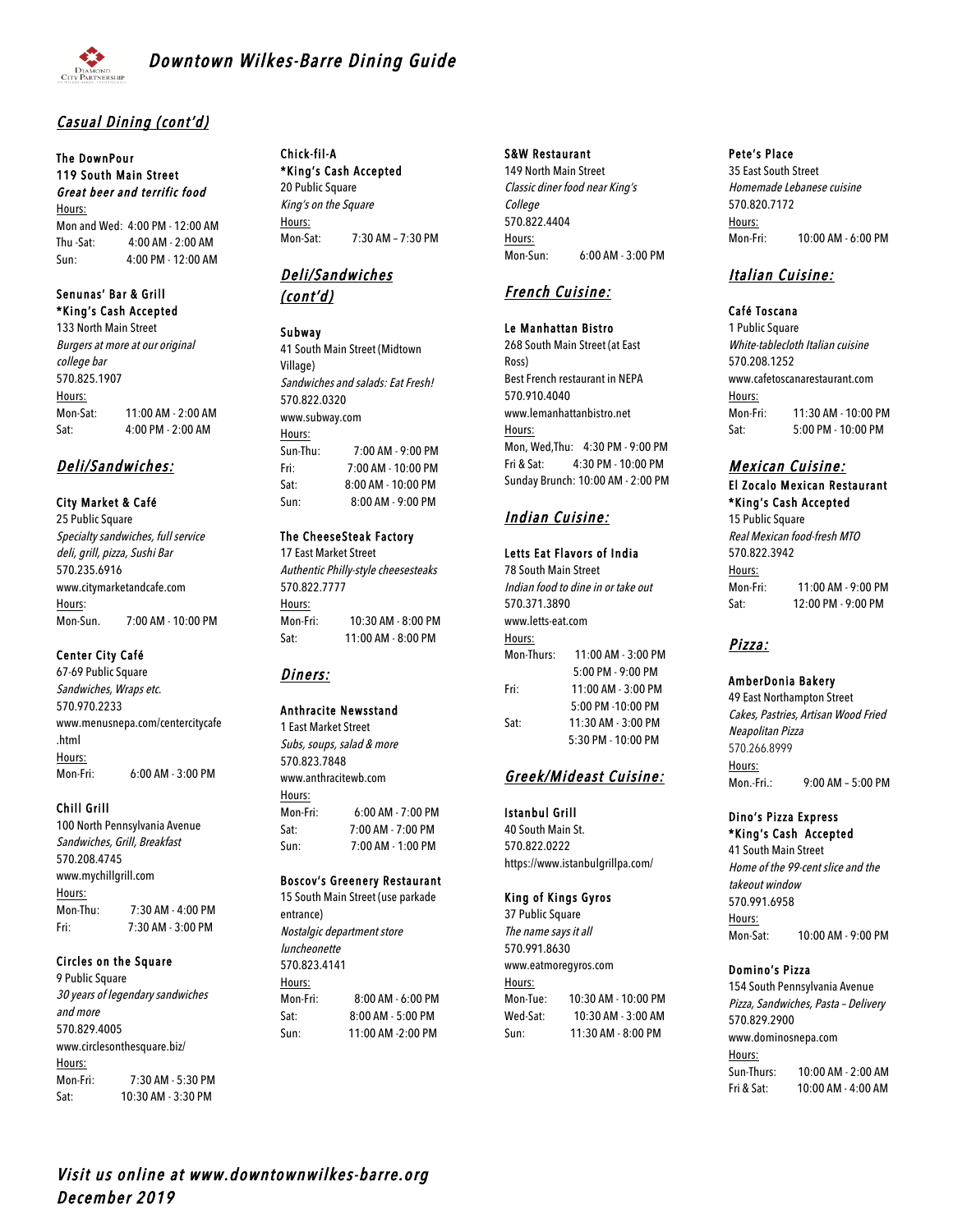# Downtown Wilkes-Barre Dining Guide

## Casual Dining (cont'd)

### The DownPour
**119 South Main Street**
***Great beer and terrific food***
Hours:
Mon and Wed: 4:00 PM - 12:00 AM
Thu -Sat: 4:00 AM - 2:00 AM
Sun: 4:00 PM - 12:00 AM

### Senunas' Bar & Grill
**\*King's Cash Accepted**
133 North Main Street
*Burgers at more at our original college bar*
570.825.1907
Hours:
Mon-Sat: 11:00 AM - 2:00 AM
Sat: 4:00 PM - 2:00 AM

## Deli/Sandwiches:

### City Market & Café
25 Public Square
*Specialty sandwiches, full service deli, grill, pizza, Sushi Bar*
570.235.6916
www.citymarketandcafe.com
Hours:
Mon-Sun. 7:00 AM - 10:00 PM

### Center City Café
67-69 Public Square
*Sandwiches, Wraps etc.*
570.970.2233
www.menusnepa.com/centercitycafe.html
Hours:
Mon-Fri: 6:00 AM - 3:00 PM

### Chill Grill
100 North Pennsylvania Avenue
*Sandwiches, Grill, Breakfast*
570.208.4745
www.mychillgrill.com
Hours:
Mon-Thu: 7:30 AM - 4:00 PM
Fri: 7:30 AM - 3:00 PM

### Circles on the Square
9 Public Square
*30 years of legendary sandwiches and more*
570.829.4005
www.circlesonthesquare.biz/
Hours:
Mon-Fri: 7:30 AM - 5:30 PM
Sat: 10:30 AM - 3:30 PM

### Chick-fil-A
**\*King's Cash Accepted**
20 Public Square
*King's on the Square*
Hours:
Mon-Sat: 7:30 AM – 7:30 PM

## Deli/Sandwiches (cont'd)

### Subway
41 South Main Street (Midtown Village)
*Sandwiches and salads: Eat Fresh!*
570.822.0320
www.subway.com
Hours:
Sun-Thu: 7:00 AM - 9:00 PM
Fri: 7:00 AM - 10:00 PM
Sat: 8:00 AM - 10:00 PM
Sun: 8:00 AM - 9:00 PM

### The CheeseSteak Factory
17 East Market Street
*Authentic Philly-style cheesesteaks*
570.822.7777
Hours:
Mon-Fri: 10:30 AM - 8:00 PM
Sat: 11:00 AM - 8:00 PM

## Diners:

### Anthracite Newsstand
1 East Market Street
*Subs, soups, salad & more*
570.823.7848
www.anthracitewb.com
Hours:
Mon-Fri: 6:00 AM - 7:00 PM
Sat: 7:00 AM - 7:00 PM
Sun: 7:00 AM - 1:00 PM

### Boscov's Greenery Restaurant
15 South Main Street (use parkade entrance)
*Nostalgic department store luncheonette*
570.823.4141
Hours:
Mon-Fri: 8:00 AM - 6:00 PM
Sat: 8:00 AM - 5:00 PM
Sun: 11:00 AM -2:00 PM

### S&W Restaurant
149 North Main Street
*Classic diner food near King's College*
570.822.4404
Hours:
Mon-Sun: 6:00 AM - 3:00 PM

## French Cuisine:

### Le Manhattan Bistro
268 South Main Street (at East Ross)
Best French restaurant in NEPA
570.910.4040
www.lemanhattanbistro.net
Hours:
Mon, Wed,Thu: 4:30 PM - 9:00 PM
Fri & Sat: 4:30 PM - 10:00 PM
Sunday Brunch: 10:00 AM - 2:00 PM

## Indian Cuisine:

### Letts Eat Flavors of India
78 South Main Street
*Indian food to dine in or take out*
570.371.3890
www.letts-eat.com
Hours:
Mon-Thurs: 11:00 AM - 3:00 PM
5:00 PM - 9:00 PM
Fri: 11:00 AM - 3:00 PM
5:00 PM -10:00 PM
Sat: 11:30 AM - 3:00 PM
5:30 PM - 10:00 PM

## Greek/Mideast Cuisine:

### Istanbul Grill
40 South Main St.
570.822.0222
https://www.istanbulgrillpa.com/

### King of Kings Gyros
37 Public Square
*The name says it all*
570.991.8630
www.eatmoregyros.com
Hours:
Mon-Tue: 10:30 AM - 10:00 PM
Wed-Sat: 10:30 AM - 3:00 AM
Sun: 11:30 AM - 8:00 PM

### Pete's Place
35 East South Street
*Homemade Lebanese cuisine*
570.820.7172
Hours:
Mon-Fri: 10:00 AM - 6:00 PM

## Italian Cuisine:

### Café Toscana
1 Public Square
*White-tablecloth Italian cuisine*
570.208.1252
www.cafetoscanarestaurant.com
Hours:
Mon-Fri: 11:30 AM - 10:00 PM
Sat: 5:00 PM - 10:00 PM

## Mexican Cuisine:

### El Zocalo Mexican Restaurant
**\*King's Cash Accepted**
15 Public Square
*Real Mexican food-fresh MTO*
570.822.3942
Hours:
Mon-Fri: 11:00 AM - 9:00 PM
Sat: 12:00 PM - 9:00 PM

## Pizza:

### AmberDonia Bakery
49 East Northampton Street
*Cakes, Pastries, Artisan Wood Fried Neapolitan Pizza*
570.266.8999
Hours:
Mon.-Fri.: 9:00 AM – 5:00 PM

### Dino's Pizza Express
**\*King's Cash Accepted**
41 South Main Street
*Home of the 99-cent slice and the takeout window*
570.991.6958
Hours:
Mon-Sat: 10:00 AM - 9:00 PM

### Domino's Pizza
154 South Pennsylvania Avenue
*Pizza, Sandwiches, Pasta – Delivery*
570.829.2900
www.dominosnepa.com
Hours:
Sun-Thurs: 10:00 AM - 2:00 AM
Fri & Sat: 10:00 AM - 4:00 AM

*Visit us online at www.downtownwilkes-barre.org*
*December 2019*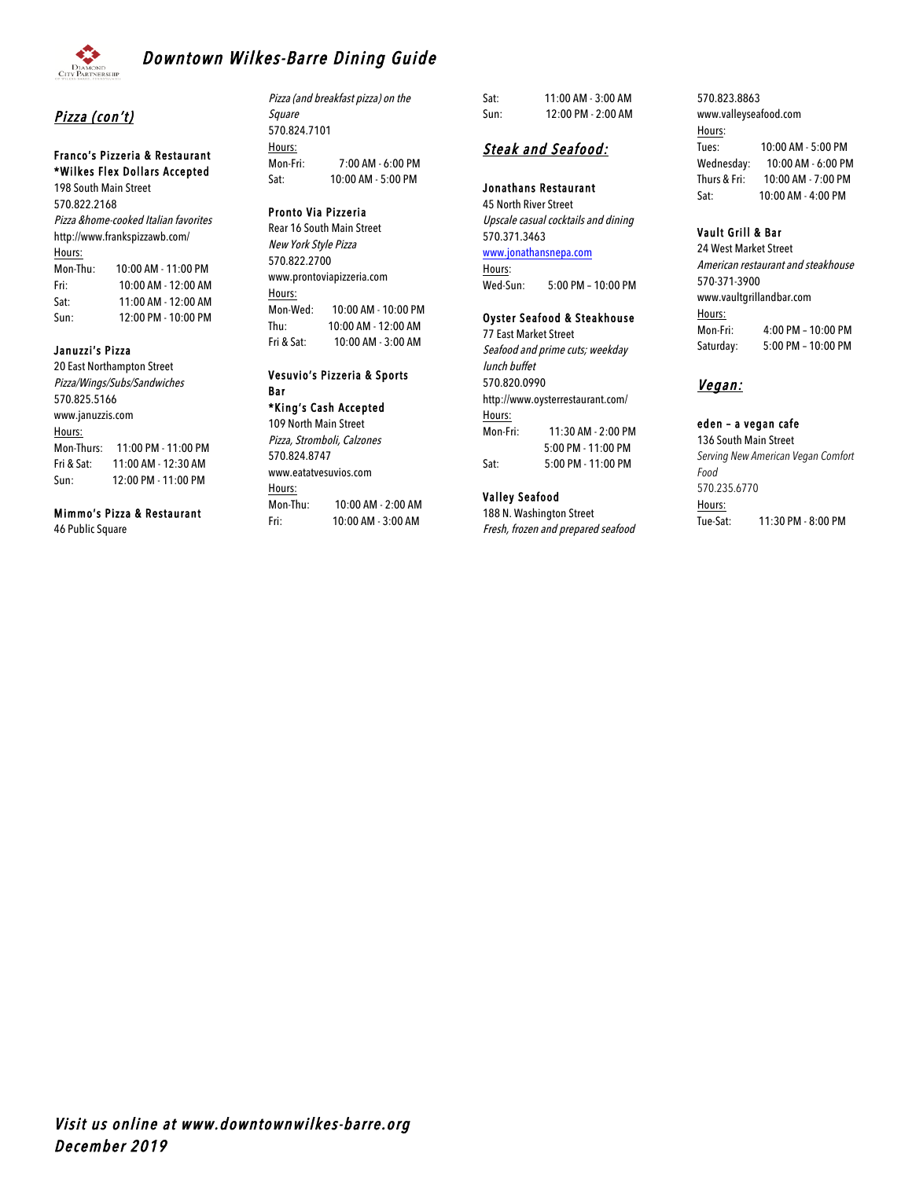// Downtown Wilkes-Barre Dining Guide

## Pizza (con't)

### Franco's Pizzeria & Restaurant
**\*Wilkes Flex Dollars Accepted**
198 South Main Street
570.822.2168
*Pizza &home-cooked Italian favorites*
http://www.frankspizzawb.com/
Hours:

| | |
|---|---|
| Mon-Thu: | 10:00 AM - 11:00 PM |
| Fri: | 10:00 AM - 12:00 AM |
| Sat: | 11:00 AM - 12:00 AM |
| Sun: | 12:00 PM - 10:00 PM |

### Januzzi's Pizza
20 East Northampton Street
*Pizza/Wings/Subs/Sandwiches*
570.825.5166
www.januzzis.com
Hours:

| | |
|---|---|
| Mon-Thurs: | 11:00 PM - 11:00 PM |
| Fri & Sat: | 11:00 AM - 12:30 AM |
| Sun: | 12:00 PM - 11:00 PM |

### Mimmo's Pizza & Restaurant
46 Public Square
*Pizza (and breakfast pizza) on the Square*
570.824.7101
Hours:

| | |
|---|---|
| Mon-Fri: | 7:00 AM - 6:00 PM |
| Sat: | 10:00 AM - 5:00 PM |

### Pronto Via Pizzeria
Rear 16 South Main Street
*New York Style Pizza*
570.822.2700
www.prontoviapizzeria.com
Hours:

| | |
|---|---|
| Mon-Wed: | 10:00 AM - 10:00 PM |
| Thu: | 10:00 AM - 12:00 AM |
| Fri & Sat: | 10:00 AM - 3:00 AM |

### Vesuvio's Pizzeria & Sports Bar
**\*King's Cash Accepted**
109 North Main Street
*Pizza, Stromboli, Calzones*
570.824.8747
www.eatatvesuvios.com
Hours:

| | |
|---|---|
| Mon-Thu: | 10:00 AM - 2:00 AM |
| Fri: | 10:00 AM - 3:00 AM |
| Sat: | 11:00 AM - 3:00 AM |
| Sun: | 12:00 PM - 2:00 AM |

## Steak and Seafood:

### Jonathans Restaurant
45 North River Street
*Upscale casual cocktails and dining*
570.371.3463
www.jonathansnepa.com
Hours:

| | |
|---|---|
| Wed-Sun: | 5:00 PM – 10:00 PM |

### Oyster Seafood & Steakhouse
77 East Market Street
*Seafood and prime cuts; weekday lunch buffet*
570.820.0990
http://www.oysterrestaurant.com/
Hours:

| | |
|---|---|
| Mon-Fri: | 11:30 AM - 2:00 PM |
| | 5:00 PM - 11:00 PM |
| Sat: | 5:00 PM - 11:00 PM |

### Valley Seafood
188 N. Washington Street
*Fresh, frozen and prepared seafood*
570.823.8863
www.valleyseafood.com
Hours:

| | |
|---|---|
| Tues: | 10:00 AM - 5:00 PM |
| Wednesday: | 10:00 AM - 6:00 PM |
| Thurs & Fri: | 10:00 AM - 7:00 PM |
| Sat: | 10:00 AM - 4:00 PM |

### Vault Grill & Bar
24 West Market Street
*American restaurant and steakhouse*
570-371-3900
www.vaultgrillandbar.com
Hours:

| | |
|---|---|
| Mon-Fri: | 4:00 PM – 10:00 PM |
| Saturday: | 5:00 PM – 10:00 PM |

## Vegan:

### eden – a vegan cafe
136 South Main Street
*Serving New American Vegan Comfort Food*
570.235.6770
Hours:

| | |
|---|---|
| Tue-Sat: | 11:30 PM - 8:00 PM |

*Visit us online at www.downtownwilkes-barre.org*
*December 2019*